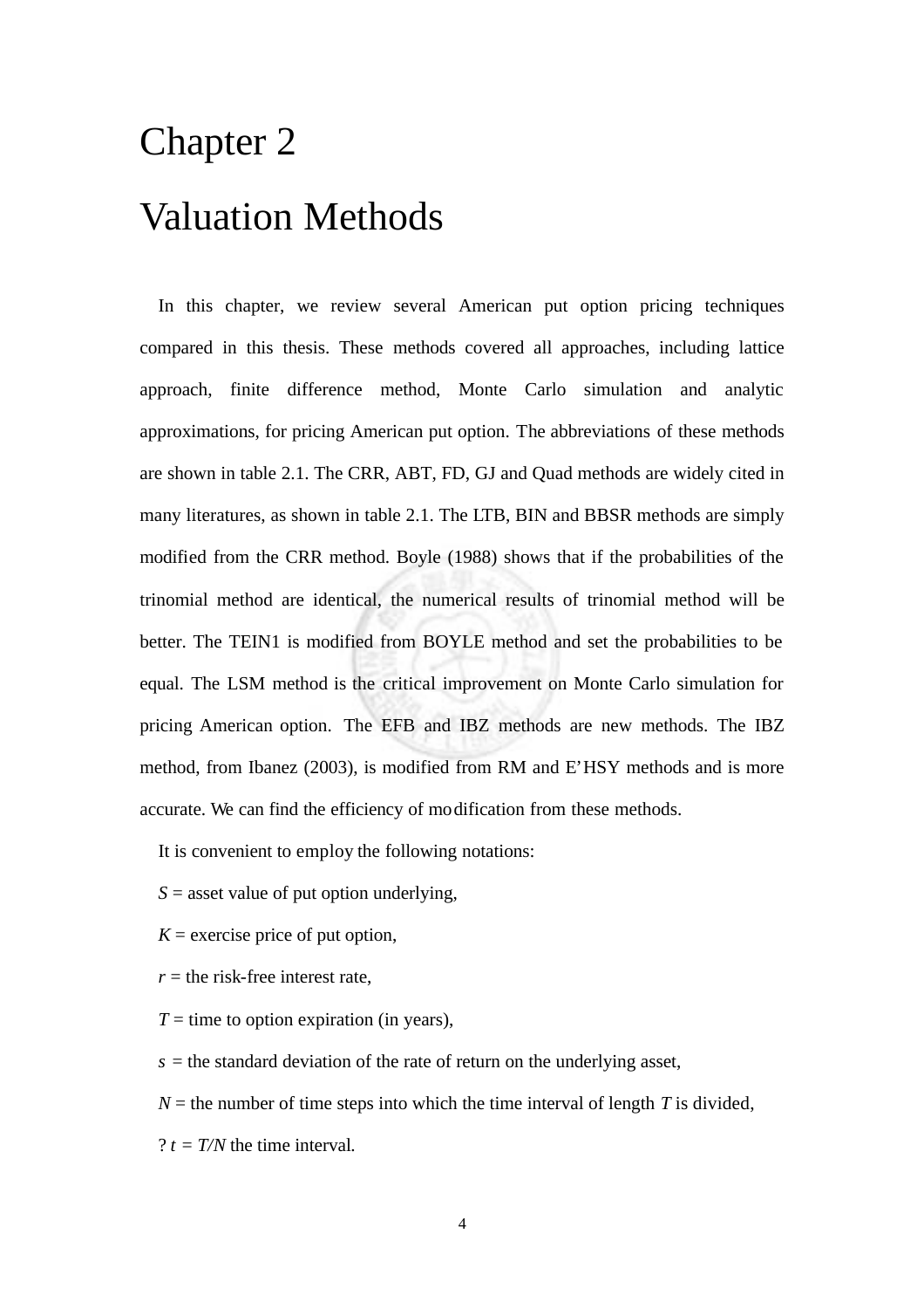# Chapter 2

# Valuation Methods

In this chapter, we review several American put option pricing techniques compared in this thesis. These methods covered all approaches, including lattice approach, finite difference method, Monte Carlo simulation and analytic approximations, for pricing American put option. The abbreviations of these methods are shown in table 2.1. The CRR, ABT, FD, GJ and Quad methods are widely cited in many literatures, as shown in table 2.1. The LTB, BIN and BBSR methods are simply modified from the CRR method. Boyle (1988) shows that if the probabilities of the trinomial method are identical, the numerical results of trinomial method will be better. The TEIN1 is modified from BOYLE method and set the probabilities to be equal. The LSM method is the critical improvement on Monte Carlo simulation for pricing American option. The EFB and IBZ methods are new methods. The IBZ method, from Ibanez (2003), is modified from RM and E'HSY methods and is more accurate. We can find the efficiency of modification from these methods.

It is convenient to employ the following notations:

$S$ = asset value of put option underlying,

$K$ = exercise price of put option,

$r$ = the risk-free interest rate,

$T$ = time to option expiration (in years),

$s$ = the standard deviation of the rate of return on the underlying asset,

$N$ = the number of time steps into which the time interval of length $T$ is divided,

? $t = T/N$ the time interval.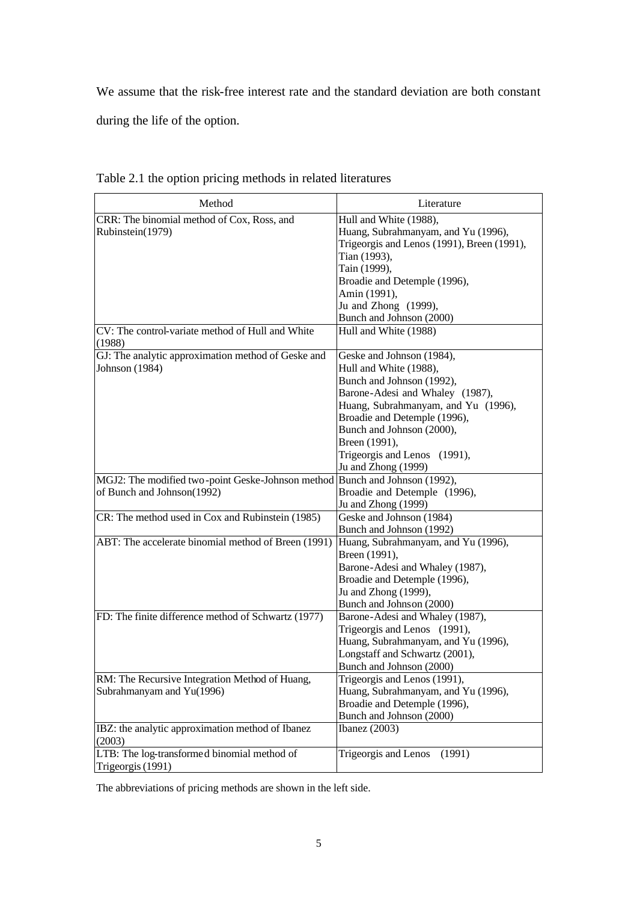We assume that the risk-free interest rate and the standard deviation are both constant during the life of the option.

Table 2.1 the option pricing methods in related literatures

| Method | Literature |
|---|---|
| CRR: The binomial method of Cox, Ross, and Rubinstein(1979) | Hull and White (1988),<br>Huang, Subrahmanyam, and Yu (1996),<br>Trigeorgis and Lenos (1991), Breen (1991),<br>Tian (1993),<br>Tain (1999),<br>Broadie and Detemple (1996),<br>Amin (1991),<br>Ju and Zhong (1999),<br>Bunch and Johnson (2000) |
| CV: The control-variate method of Hull and White (1988) | Hull and White (1988) |
| GJ: The analytic approximation method of Geske and Johnson (1984) | Geske and Johnson (1984),<br>Hull and White (1988),<br>Bunch and Johnson (1992),<br>Barone-Adesi and Whaley (1987),<br>Huang, Subrahmanyam, and Yu (1996),<br>Broadie and Detemple (1996),<br>Bunch and Johnson (2000),<br>Breen (1991),<br>Trigeorgis and Lenos (1991),<br>Ju and Zhong (1999) |
| MGJ2: The modified two-point Geske-Johnson method of Bunch and Johnson(1992) | Bunch and Johnson (1992),<br>Broadie and Detemple (1996),<br>Ju and Zhong (1999) |
| CR: The method used in Cox and Rubinstein (1985) | Geske and Johnson (1984)<br>Bunch and Johnson (1992) |
| ABT: The accelerate binomial method of Breen (1991) | Huang, Subrahmanyam, and Yu (1996),<br>Breen (1991),<br>Barone-Adesi and Whaley (1987),<br>Broadie and Detemple (1996),<br>Ju and Zhong (1999),<br>Bunch and Johnson (2000) |
| FD: The finite difference method of Schwartz (1977) | Barone-Adesi and Whaley (1987),<br>Trigeorgis and Lenos (1991),<br>Huang, Subrahmanyam, and Yu (1996),<br>Longstaff and Schwartz (2001),<br>Bunch and Johnson (2000) |
| RM: The Recursive Integration Method of Huang, Subrahmanyam and Yu(1996) | Trigeorgis and Lenos (1991),<br>Huang, Subrahmanyam, and Yu (1996),<br>Broadie and Detemple (1996),<br>Bunch and Johnson (2000) |
| IBZ: the analytic approximation method of Ibanez (2003) | Ibanez (2003) |
| LTB: The log-transformed binomial method of Trigeorgis (1991) | Trigeorgis and Lenos (1991) |

The abbreviations of pricing methods are shown in the left side.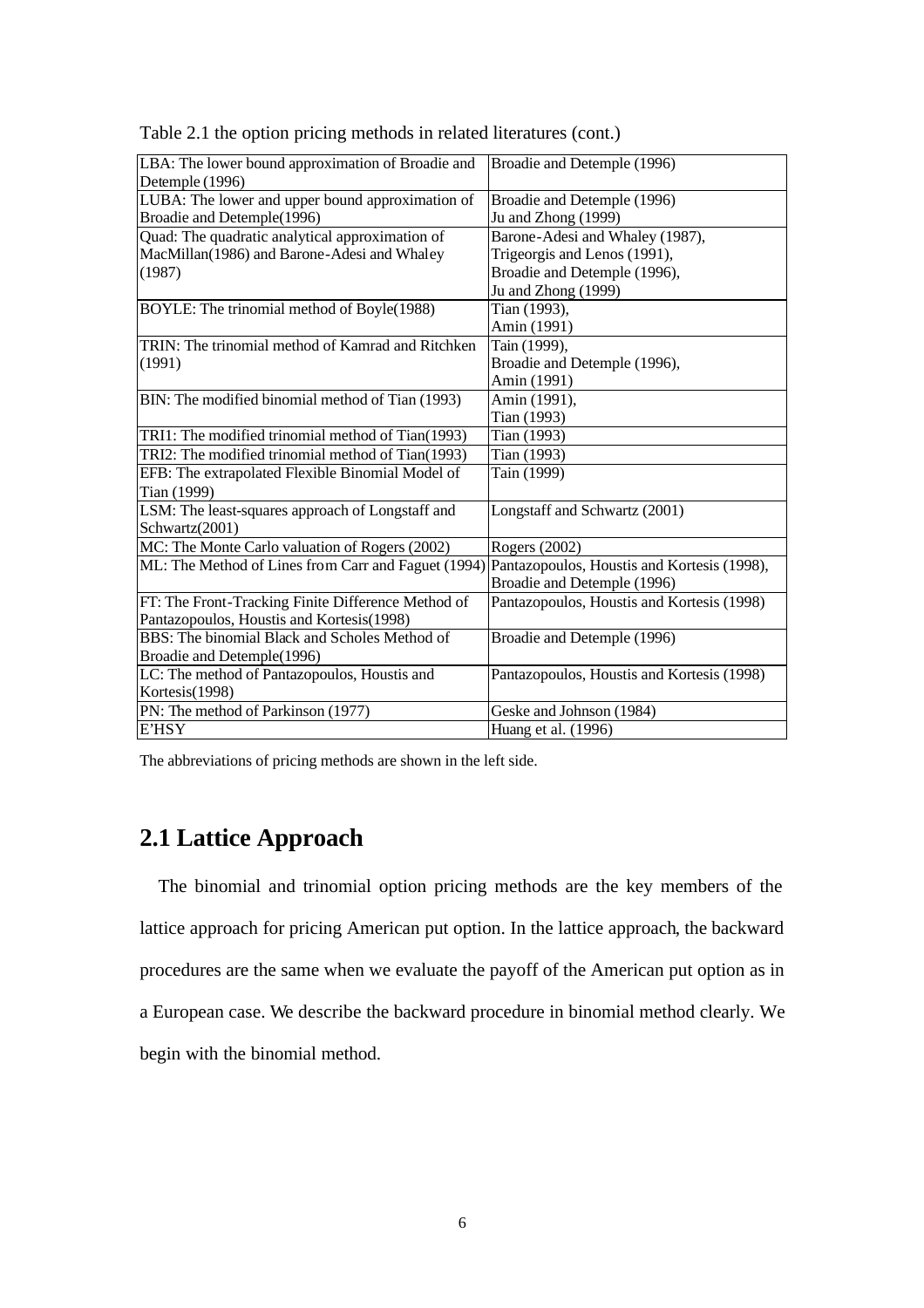Table 2.1 the option pricing methods in related literatures (cont.)

| | |
|---|---|
| LBA: The lower bound approximation of Broadie and Detemple (1996) | Broadie and Detemple (1996) |
| LUBA: The lower and upper bound approximation of Broadie and Detemple(1996) | Broadie and Detemple (1996)<br>Ju and Zhong (1999) |
| Quad: The quadratic analytical approximation of MacMillan(1986) and Barone-Adesi and Whaley (1987) | Barone-Adesi and Whaley (1987),<br>Trigeorgis and Lenos (1991),<br>Broadie and Detemple (1996),<br>Ju and Zhong (1999) |
| BOYLE: The trinomial method of Boyle(1988) | Tian (1993),<br>Amin (1991) |
| TRIN: The trinomial method of Kamrad and Ritchken (1991) | Tain (1999),<br>Broadie and Detemple (1996),<br>Amin (1991) |
| BIN: The modified binomial method of Tian (1993) | Amin (1991),<br>Tian (1993) |
| TRI1: The modified trinomial method of Tian(1993) | Tian (1993) |
| TRI2: The modified trinomial method of Tian(1993) | Tian (1993) |
| EFB: The extrapolated Flexible Binomial Model of Tian (1999) | Tain (1999) |
| LSM: The least-squares approach of Longstaff and Schwartz(2001) | Longstaff and Schwartz (2001) |
| MC: The Monte Carlo valuation of Rogers (2002) | Rogers (2002) |
| ML: The Method of Lines from Carr and Faguet (1994) | Pantazopoulos, Houstis and Kortesis (1998),<br>Broadie and Detemple (1996) |
| FT: The Front-Tracking Finite Difference Method of Pantazopoulos, Houstis and Kortesis(1998) | Pantazopoulos, Houstis and Kortesis (1998) |
| BBS: The binomial Black and Scholes Method of Broadie and Detemple(1996) | Broadie and Detemple (1996) |
| LC: The method of Pantazopoulos, Houstis and Kortesis(1998) | Pantazopoulos, Houstis and Kortesis (1998) |
| PN: The method of Parkinson (1977) | Geske and Johnson (1984) |
| E'HSY | Huang et al. (1996) |

The abbreviations of pricing methods are shown in the left side.

## 2.1 Lattice Approach

The binomial and trinomial option pricing methods are the key members of the lattice approach for pricing American put option. In the lattice approach, the backward procedures are the same when we evaluate the payoff of the American put option as in a European case. We describe the backward procedure in binomial method clearly. We begin with the binomial method.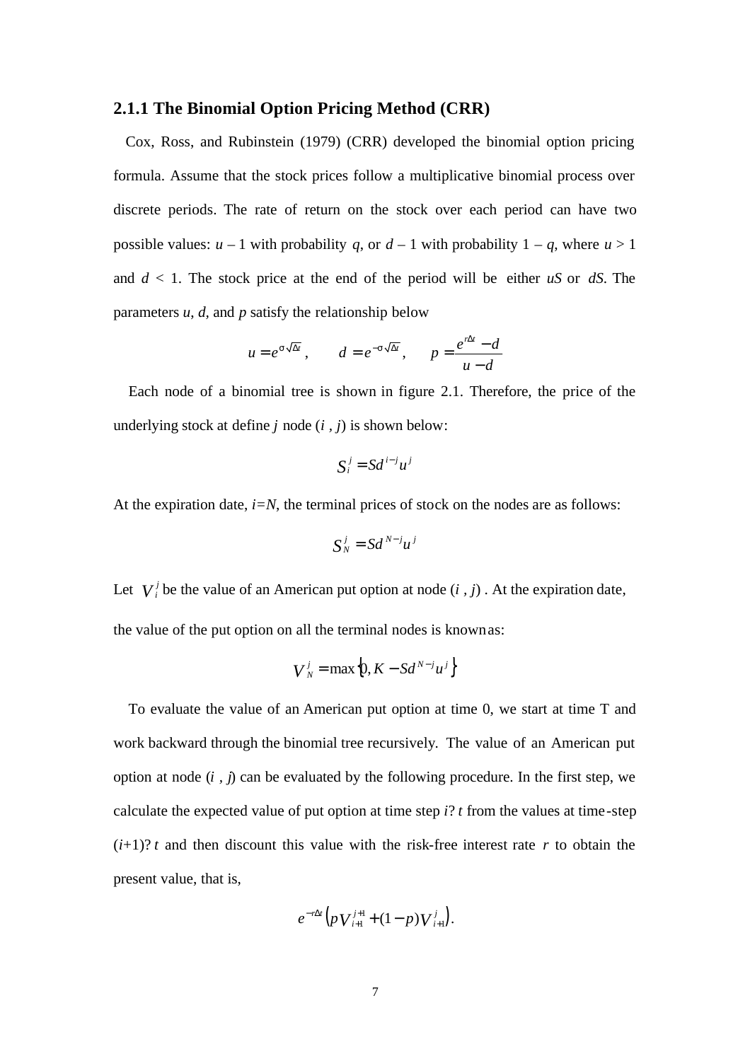### 2.1.1 The Binomial Option Pricing Method (CRR)

Cox, Ross, and Rubinstein (1979) (CRR) developed the binomial option pricing formula. Assume that the stock prices follow a multiplicative binomial process over discrete periods. The rate of return on the stock over each period can have two possible values: $u - 1$ with probability $q$, or $d - 1$ with probability $1 - q$, where $u > 1$ and $d < 1$. The stock price at the end of the period will be either $uS$ or $dS$. The parameters $u$, $d$, and $p$ satisfy the relationship below

$$u = e^{\sigma\sqrt{\Delta t}}, \qquad d = e^{-\sigma\sqrt{\Delta t}}, \qquad p = \frac{e^{r\Delta t} - d}{u - d}$$

Each node of a binomial tree is shown in figure 2.1. Therefore, the price of the underlying stock at define $j$ node $(i, j)$ is shown below:

$$S_i^j = S d^{i-j} u^j$$

At the expiration date, $i=N$, the terminal prices of stock on the nodes are as follows:

$$S_N^j = S d^{N-j} u^j$$

Let $V_i^j$ be the value of an American put option at node $(i, j)$. At the expiration date, the value of the put option on all the terminal nodes is known as:

$$V_N^j = \max\left\{0, K - S d^{N-j} u^j\right\}$$

To evaluate the value of an American put option at time 0, we start at time T and work backward through the binomial tree recursively. The value of an American put option at node $(i, j)$ can be evaluated by the following procedure. In the first step, we calculate the expected value of put option at time step $i$? $t$ from the values at time-step $(i+1)$? $t$ and then discount this value with the risk-free interest rate $r$ to obtain the present value, that is,

$$e^{-r\Delta t}\left(pV_{i+1}^{j+1} + (1-p)V_{i+1}^{j}\right).$$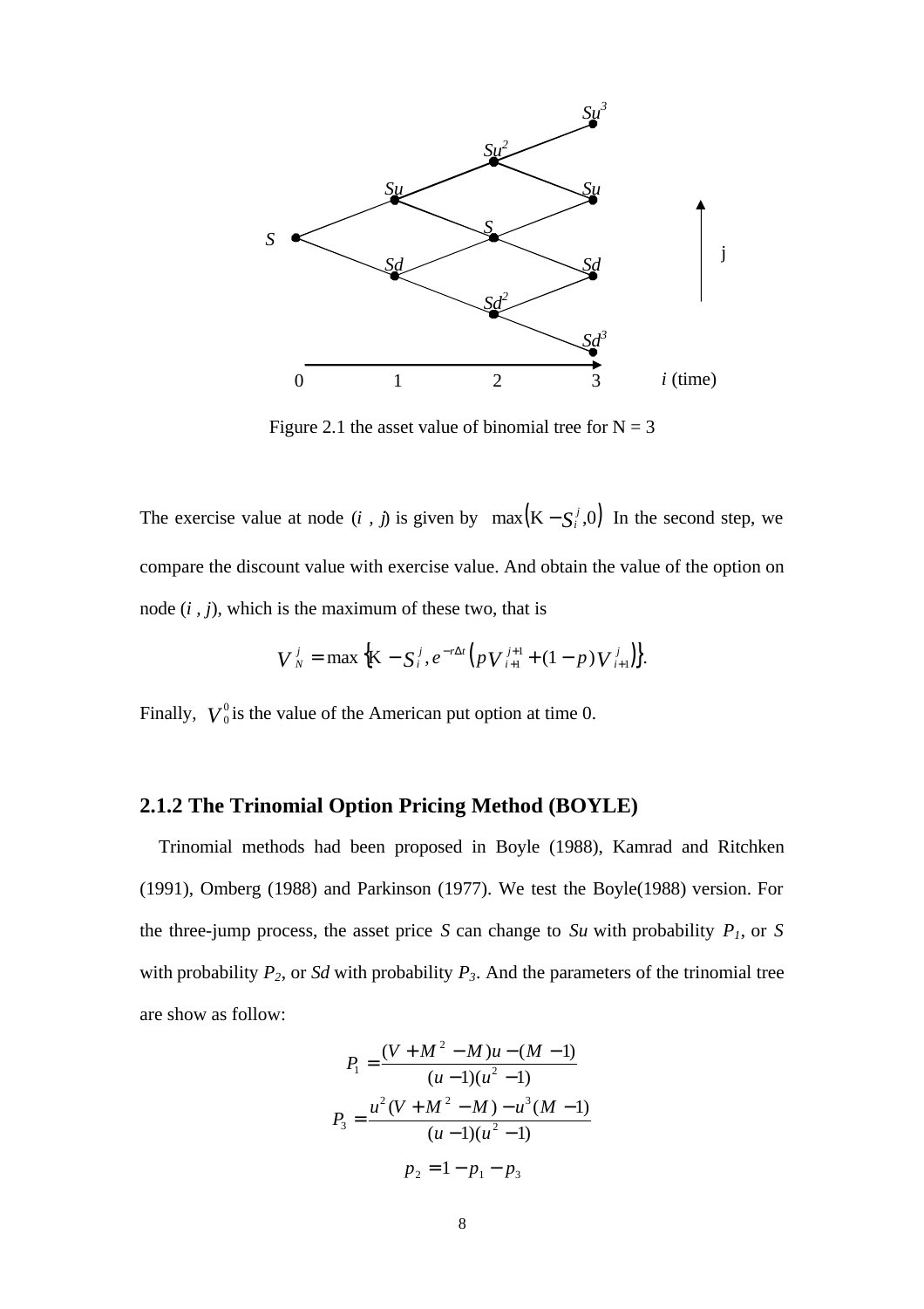Figure 2.1 the asset value of binomial tree for N = 3

The exercise value at node ($i$ , $j$) is given by $\max\left(K - S_i^j, 0\right)$ In the second step, we compare the discount value with exercise value. And obtain the value of the option on node ($i$ , $j$), which is the maximum of these two, that is

$$V_N^j = \max\left\{K - S_i^j, e^{-r\Delta t}\left(pV_{i+1}^{j+1} + (1-p)V_{i+1}^j\right)\right\}.$$

Finally, $V_0^0$ is the value of the American put option at time 0.

### 2.1.2 The Trinomial Option Pricing Method (BOYLE)

Trinomial methods had been proposed in Boyle (1988), Kamrad and Ritchken (1991), Omberg (1988) and Parkinson (1977). We test the Boyle(1988) version. For the three-jump process, the asset price $S$ can change to $Su$ with probability $P_1$, or $S$ with probability $P_2$, or $Sd$ with probability $P_3$. And the parameters of the trinomial tree are show as follow:

$$P_1 = \frac{(V + M^2 - M)u - (M - 1)}{(u-1)(u^2-1)}$$

$$P_3 = \frac{u^2(V + M^2 - M) - u^3(M - 1)}{(u-1)(u^2-1)}$$

$$p_2 = 1 - p_1 - p_3$$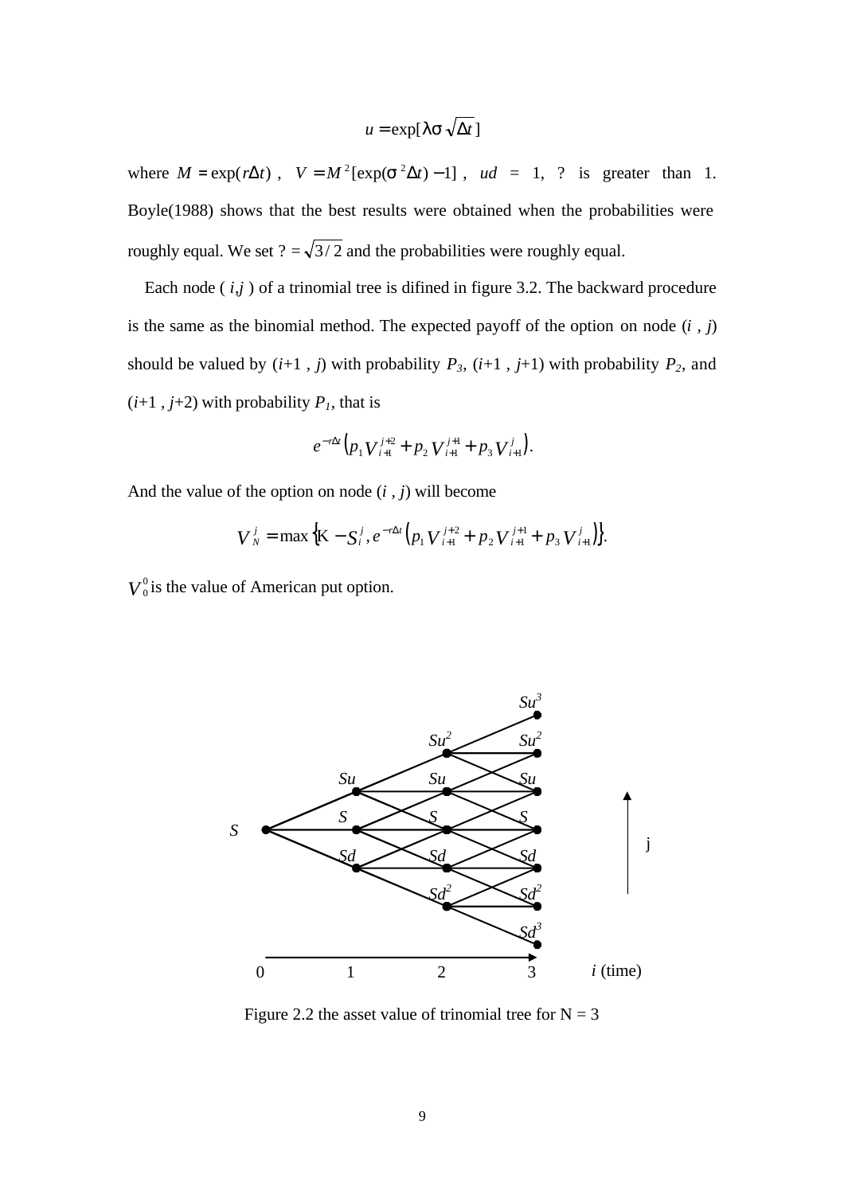$$u = \exp[\lambda\sigma\sqrt{\Delta t}\,]$$

where $M = \exp(r\Delta t)$ , $V = M^2[\exp(\sigma^2\Delta t) - 1]$ , $ud$ = 1, ? is greater than 1. Boyle(1988) shows that the best results were obtained when the probabilities were roughly equal. We set ? = $\sqrt{3/2}$ and the probabilities were roughly equal.

Each node ( $i$,$j$ ) of a trinomial tree is difined in figure 3.2. The backward procedure is the same as the binomial method. The expected payoff of the option on node ($i$ , $j$) should be valued by ($i$+1 , $j$) with probability $P_3$, ($i$+1 , $j$+1) with probability $P_2$, and ($i$+1 , $j$+2) with probability $P_1$, that is

$$e^{-r\Delta t}\left(p_1 V_{i+1}^{j+2} + p_2 V_{i+1}^{j+1} + p_3 V_{i+1}^{j}\right).$$

And the value of the option on node ($i$ , $j$) will become

$$V_N^j = \max\left\{K - S_i^j, e^{-r\Delta t}\left(p_1 V_{i+1}^{j+2} + p_2 V_{i+1}^{j+1} + p_3 V_{i+1}^{j}\right)\right\}.$$

$V_0^0$ is the value of American put option.

Figure 2.2 the asset value of trinomial tree for N = 3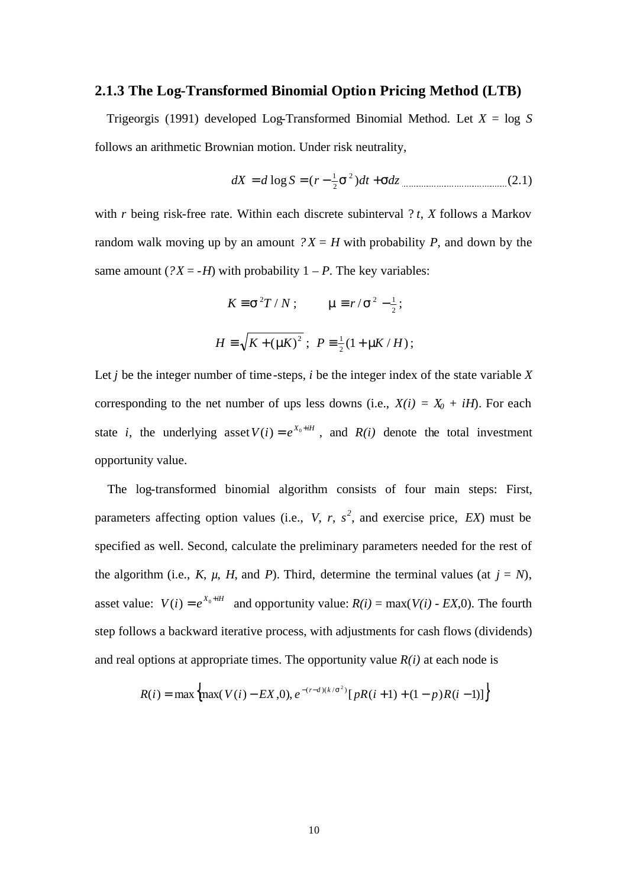### 2.1.3 The Log-Transformed Binomial Option Pricing Method (LTB)

Trigeorgis (1991) developed Log-Transformed Binomial Method. Let $X = \log S$ follows an arithmetic Brownian motion. Under risk neutrality,

$$dX = d \log S = (r - \tfrac{1}{2}\sigma^2)dt + \sigma dz \quad (2.1)$$

with $r$ being risk-free rate. Within each discrete subinterval $?t$, $X$ follows a Markov random walk moving up by an amount $?X = H$ with probability $P$, and down by the same amount ($?X = -H$) with probability $1 - P$. The key variables:

$$K \equiv \sigma^2 T / N; \qquad \mu \equiv r / \sigma^2 - \tfrac{1}{2};$$

$$H \equiv \sqrt{K + (\mu K)^2}; \;\; P \equiv \tfrac{1}{2}(1 + \mu K / H);$$

Let $j$ be the integer number of time-steps, $i$ be the integer index of the state variable $X$ corresponding to the net number of ups less downs (i.e., $X(i) = X_0 + iH$). For each state $i$, the underlying asset $V(i) = e^{X_0 + iH}$, and $R(i)$ denote the total investment opportunity value.

The log-transformed binomial algorithm consists of four main steps: First, parameters affecting option values (i.e., $V$, $r$, $s^2$, and exercise price, $EX$) must be specified as well. Second, calculate the preliminary parameters needed for the rest of the algorithm (i.e., $K$, $\mu$, $H$, and $P$). Third, determine the terminal values (at $j = N$), asset value: $V(i) = e^{X_0 + iH}$ and opportunity value: $R(i) = \max(V(i) - EX, 0)$. The fourth step follows a backward iterative process, with adjustments for cash flows (dividends) and real options at appropriate times. The opportunity value $R(i)$ at each node is

$$R(i) = \max\left\{\max(V(i) - EX, 0), e^{-(r-d)(k/\sigma^2)}[pR(i+1) + (1-p)R(i-1)]\right\}$$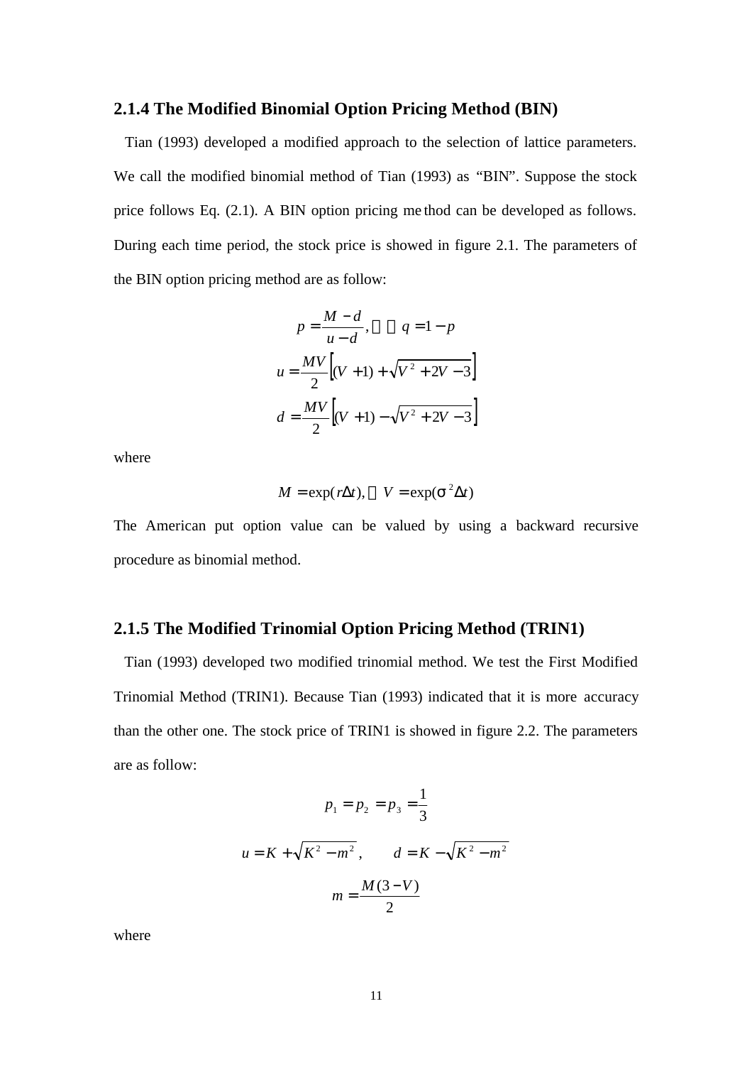### 2.1.4 The Modified Binomial Option Pricing Method (BIN)

Tian (1993) developed a modified approach to the selection of lattice parameters. We call the modified binomial method of Tian (1993) as "BIN". Suppose the stock price follows Eq. (2.1). A BIN option pricing method can be developed as follows. During each time period, the stock price is showed in figure 2.1. The parameters of the BIN option pricing method are as follow:

$$p = \frac{M - d}{u - d}, \quad q = 1 - p$$

$$u = \frac{MV}{2}\left[(V + 1) + \sqrt{V^2 + 2V - 3}\right]$$

$$d = \frac{MV}{2}\left[(V + 1) - \sqrt{V^2 + 2V - 3}\right]$$

where

$$M = \exp(r\Delta t), \quad V = \exp(\sigma^2 \Delta t)$$

The American put option value can be valued by using a backward recursive procedure as binomial method.

### 2.1.5 The Modified Trinomial Option Pricing Method (TRIN1)

Tian (1993) developed two modified trinomial method. We test the First Modified Trinomial Method (TRIN1). Because Tian (1993) indicated that it is more accuracy than the other one. The stock price of TRIN1 is showed in figure 2.2. The parameters are as follow:

$$p_1 = p_2 = p_3 = \frac{1}{3}$$

$$u = K + \sqrt{K^2 - m^2}, \qquad d = K - \sqrt{K^2 - m^2}$$

$$m = \frac{M(3 - V)}{2}$$

where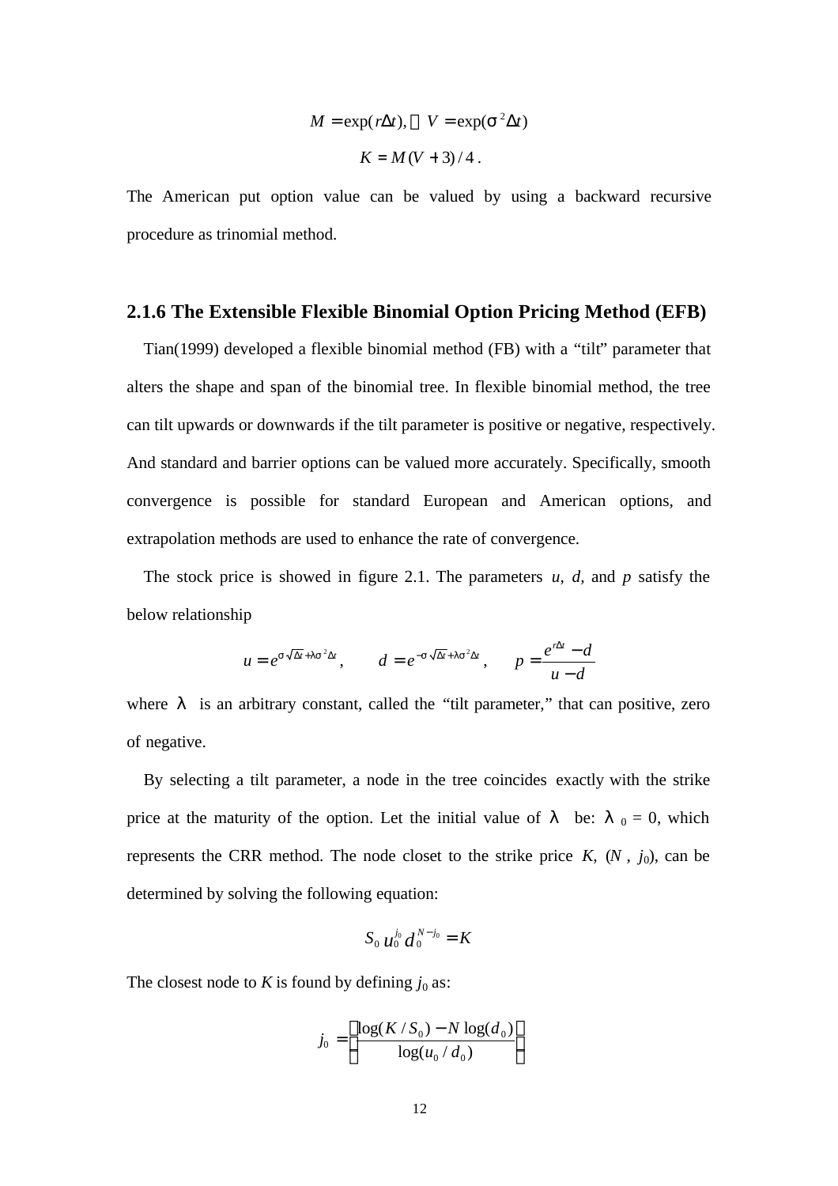$$M = \exp(r\Delta t), \quad V = \exp(\sigma^2 \Delta t)$$

$$K = M(V + 3)/4 .$$

The American put option value can be valued by using a backward recursive procedure as trinomial method.

### 2.1.6 The Extensible Flexible Binomial Option Pricing Method (EFB)

Tian(1999) developed a flexible binomial method (FB) with a "tilt" parameter that alters the shape and span of the binomial tree. In flexible binomial method, the tree can tilt upwards or downwards if the tilt parameter is positive or negative, respectively. And standard and barrier options can be valued more accurately. Specifically, smooth convergence is possible for standard European and American options, and extrapolation methods are used to enhance the rate of convergence.

The stock price is showed in figure 2.1. The parameters $u$, $d$, and $p$ satisfy the below relationship

$$u = e^{\sigma\sqrt{\Delta t} + \lambda\sigma^2\Delta t}, \qquad d = e^{-\sigma\sqrt{\Delta t} + \lambda\sigma^2\Delta t}, \qquad p = \frac{e^{r\Delta t} - d}{u - d}$$

where $\lambda$ is an arbitrary constant, called the "tilt parameter," that can positive, zero of negative.

By selecting a tilt parameter, a node in the tree coincides exactly with the strike price at the maturity of the option. Let the initial value of $\lambda$ be: $\lambda_0 = 0$, which represents the CRR method. The node closet to the strike price $K$, $(N, j_0)$, can be determined by solving the following equation:

$$S_0\, u_0^{j_0}\, d_0^{N-j_0} = K$$

The closest node to $K$ is found by defining $j_0$ as:

$$j_0 = \left[ \frac{\log(K/S_0) - N\log(d_0)}{\log(u_0/d_0)} \right]$$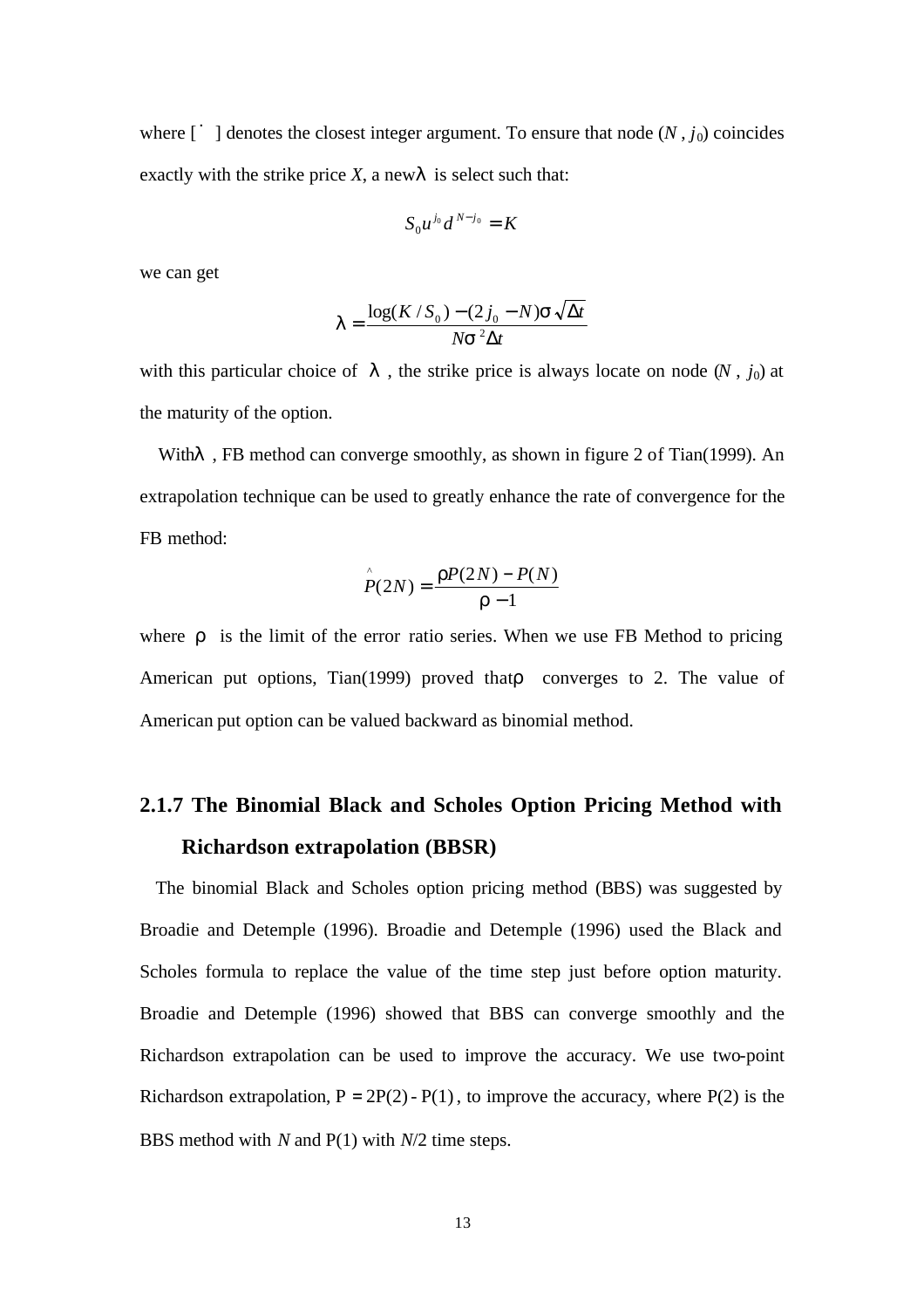where [ $\cdot$ ] denotes the closest integer argument. To ensure that node ($N$ , $j_0$) coincides exactly with the strike price $X$, a new $\lambda$ is select such that:

$$S_0 u^{j_0} d^{N-j_0} = K$$

we can get

$$\lambda = \frac{\log(K / S_0) - (2 j_0 - N)\sigma\sqrt{\Delta t}}{N\sigma^2 \Delta t}$$

with this particular choice of $\lambda$ , the strike price is always locate on node ($N$ , $j_0$) at the maturity of the option.

With $\lambda$ , FB method can converge smoothly, as shown in figure 2 of Tian(1999). An extrapolation technique can be used to greatly enhance the rate of convergence for the FB method:

$$\hat{P}(2N) = \frac{\rho P(2N) - P(N)}{\rho - 1}$$

where $\rho$ is the limit of the error ratio series. When we use FB Method to pricing American put options, Tian(1999) proved that $\rho$ converges to 2. The value of American put option can be valued backward as binomial method.

### 2.1.7 The Binomial Black and Scholes Option Pricing Method with Richardson extrapolation (BBSR)

The binomial Black and Scholes option pricing method (BBS) was suggested by Broadie and Detemple (1996). Broadie and Detemple (1996) used the Black and Scholes formula to replace the value of the time step just before option maturity. Broadie and Detemple (1996) showed that BBS can converge smoothly and the Richardson extrapolation can be used to improve the accuracy. We use two-point Richardson extrapolation, $\mathrm{P} = 2\mathrm{P}(2) - \mathrm{P}(1)$, to improve the accuracy, where P(2) is the BBS method with $N$ and P(1) with $N$/2 time steps.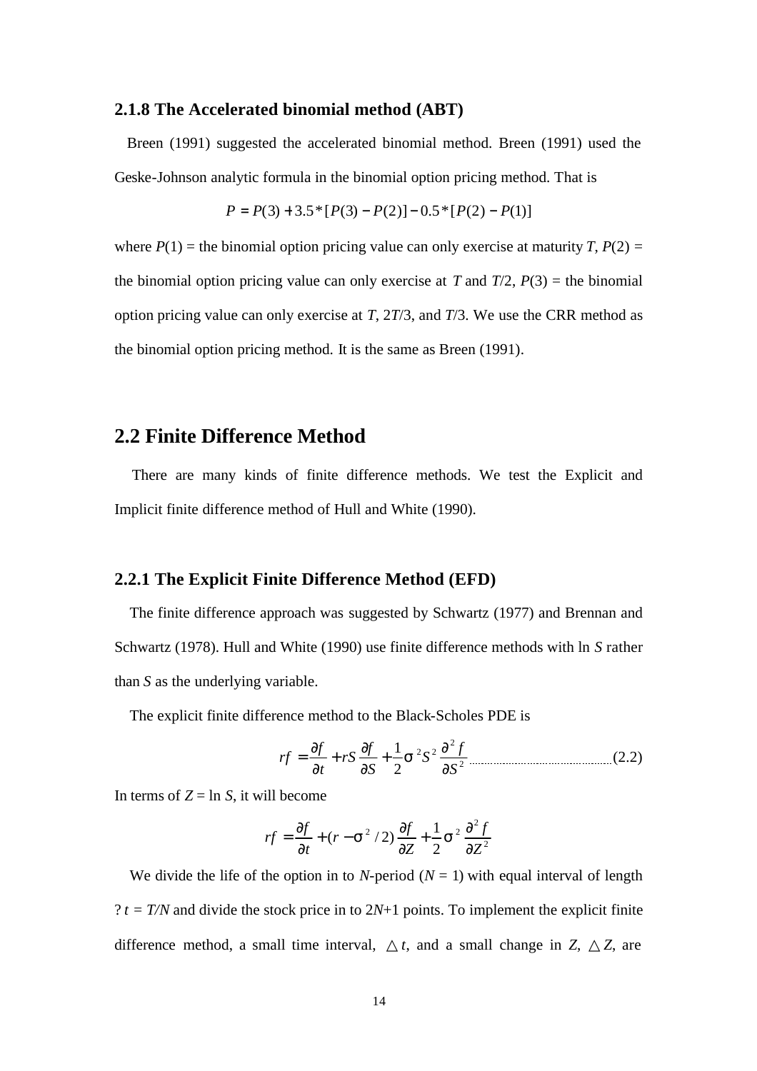### 2.1.8 The Accelerated binomial method (ABT)

Breen (1991) suggested the accelerated binomial method. Breen (1991) used the Geske-Johnson analytic formula in the binomial option pricing method. That is

$$P = P(3) + 3.5 * [P(3) - P(2)] - 0.5 * [P(2) - P(1)]$$

where $P(1)$ = the binomial option pricing value can only exercise at maturity $T$, $P(2)$ = the binomial option pricing value can only exercise at $T$ and $T/2$, $P(3)$ = the binomial option pricing value can only exercise at $T$, $2T/3$, and $T/3$. We use the CRR method as the binomial option pricing method. It is the same as Breen (1991).

## 2.2 Finite Difference Method

There are many kinds of finite difference methods. We test the Explicit and Implicit finite difference method of Hull and White (1990).

### 2.2.1 The Explicit Finite Difference Method (EFD)

The finite difference approach was suggested by Schwartz (1977) and Brennan and Schwartz (1978). Hull and White (1990) use finite difference methods with ln $S$ rather than $S$ as the underlying variable.

The explicit finite difference method to the Black-Scholes PDE is

$$rf = \frac{\partial f}{\partial t} + rS\frac{\partial f}{\partial S} + \frac{1}{2}\sigma^2 S^2 \frac{\partial^2 f}{\partial S^2} \qquad (2.2)$$

In terms of $Z$ = ln $S$, it will become

$$rf = \frac{\partial f}{\partial t} + (r - \sigma^2/2)\frac{\partial f}{\partial Z} + \frac{1}{2}\sigma^2 \frac{\partial^2 f}{\partial Z^2}$$

We divide the life of the option in to $N$-period ($N$ = 1) with equal interval of length ? $t = T/N$ and divide the stock price in to $2N$+1 points. To implement the explicit finite difference method, a small time interval, $\triangle t$, and a small change in $Z$, $\triangle Z$, are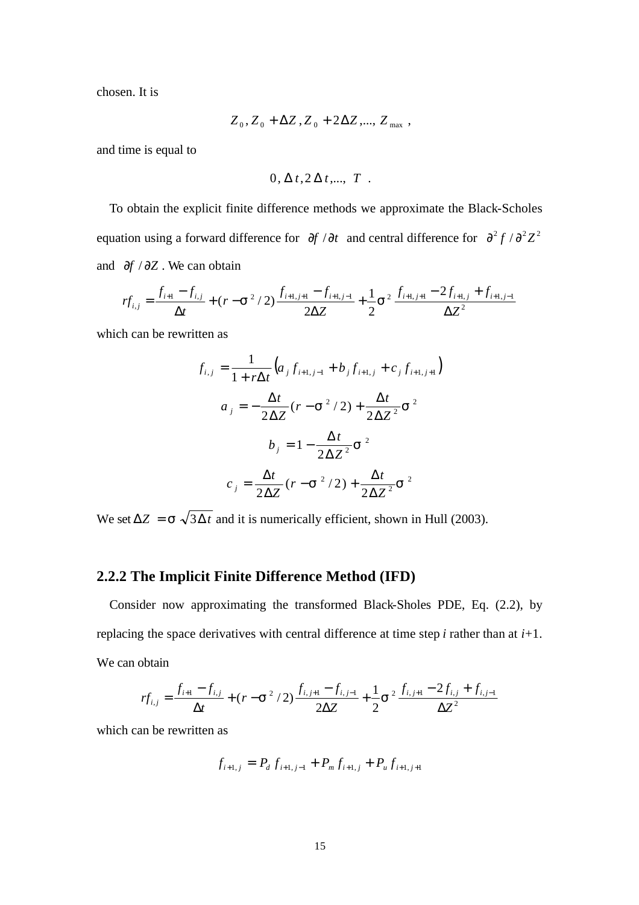chosen. It is

$$Z_0, Z_0 + \Delta Z, Z_0 + 2\Delta Z, ..., Z_{\max},$$

and time is equal to

$$0, \Delta t, 2\Delta t, ..., T.$$

To obtain the explicit finite difference methods we approximate the Black-Scholes equation using a forward difference for $\partial f / \partial t$ and central difference for $\partial^2 f / \partial^2 Z^2$ and $\partial f / \partial Z$. We can obtain

$$rf_{i,j} = \frac{f_{i+1} - f_{i,j}}{\Delta t} + (r - \sigma^2/2)\frac{f_{i+1,j+1} - f_{i+1,j-1}}{2\Delta Z} + \frac{1}{2}\sigma^2 \frac{f_{i+1,j+1} - 2f_{i+1,j} + f_{i+1,j-1}}{\Delta Z^2}$$

which can be rewritten as

$$f_{i,j} = \frac{1}{1 + r\Delta t}\left(a_j f_{i+1,j-1} + b_j f_{i+1,j} + c_j f_{i+1,j+1}\right)$$

$$a_j = -\frac{\Delta t}{2\Delta Z}(r - \sigma^2/2) + \frac{\Delta t}{2\Delta Z^2}\sigma^2$$

$$b_j = 1 - \frac{\Delta t}{2\Delta Z^2}\sigma^2$$

$$c_j = \frac{\Delta t}{2\Delta Z}(r - \sigma^2/2) + \frac{\Delta t}{2\Delta Z^2}\sigma^2$$

We set $\Delta Z = \sigma\sqrt{3\Delta t}$ and it is numerically efficient, shown in Hull (2003).

### 2.2.2 The Implicit Finite Difference Method (IFD)

Consider now approximating the transformed Black-Sholes PDE, Eq. (2.2), by replacing the space derivatives with central difference at time step *i* rather than at *i*+1. We can obtain

$$rf_{i,j} = \frac{f_{i+1} - f_{i,j}}{\Delta t} + (r - \sigma^2/2)\frac{f_{i,j+1} - f_{i,j-1}}{2\Delta Z} + \frac{1}{2}\sigma^2 \frac{f_{i,j+1} - 2f_{i,j} + f_{i,j-1}}{\Delta Z^2}$$

which can be rewritten as

$$f_{i+1,j} = P_d f_{i+1,j-1} + P_m f_{i+1,j} + P_u f_{i+1,j+1}$$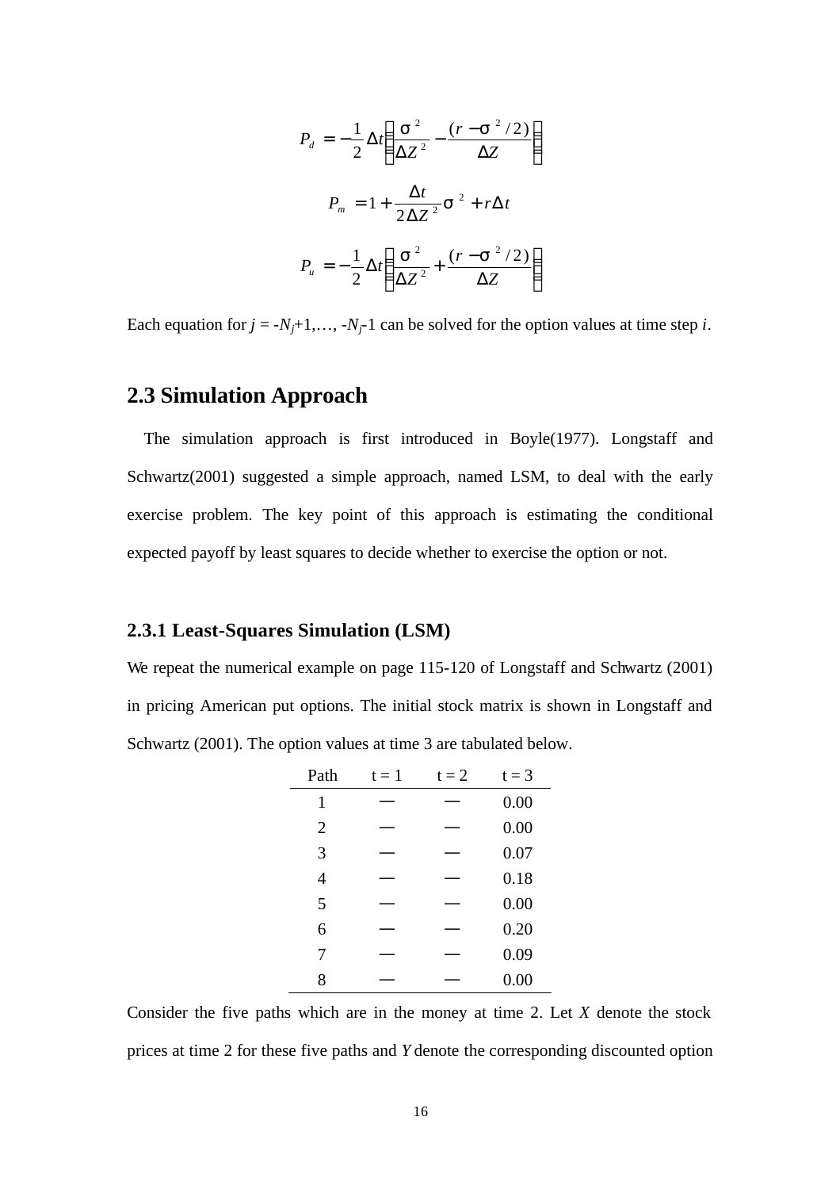$$P_d = -\frac{1}{2}\Delta t\left(\frac{\sigma^2}{\Delta Z^2} - \frac{(r-\sigma^2/2)}{\Delta Z}\right)$$

$$P_m = 1 + \frac{\Delta t}{2\Delta Z^2}\sigma^2 + r\Delta t$$

$$P_u = -\frac{1}{2}\Delta t\left(\frac{\sigma^2}{\Delta Z^2} + \frac{(r-\sigma^2/2)}{\Delta Z}\right)$$

Each equation for $j = -N_j+1, \ldots, -N_j-1$ can be solved for the option values at time step $i$.

## 2.3 Simulation Approach

The simulation approach is first introduced in Boyle(1977). Longstaff and Schwartz(2001) suggested a simple approach, named LSM, to deal with the early exercise problem. The key point of this approach is estimating the conditional expected payoff by least squares to decide whether to exercise the option or not.

### 2.3.1 Least-Squares Simulation (LSM)

We repeat the numerical example on page 115-120 of Longstaff and Schwartz (2001) in pricing American put options. The initial stock matrix is shown in Longstaff and Schwartz (2001). The option values at time 3 are tabulated below.

| Path | t = 1 | t = 2 | t = 3 |
|---|---|---|---|
| 1 | — | — | 0.00 |
| 2 | — | — | 0.00 |
| 3 | — | — | 0.07 |
| 4 | — | — | 0.18 |
| 5 | — | — | 0.00 |
| 6 | — | — | 0.20 |
| 7 | — | — | 0.09 |
| 8 | — | — | 0.00 |

Consider the five paths which are in the money at time 2. Let $X$ denote the stock prices at time 2 for these five paths and $Y$ denote the corresponding discounted option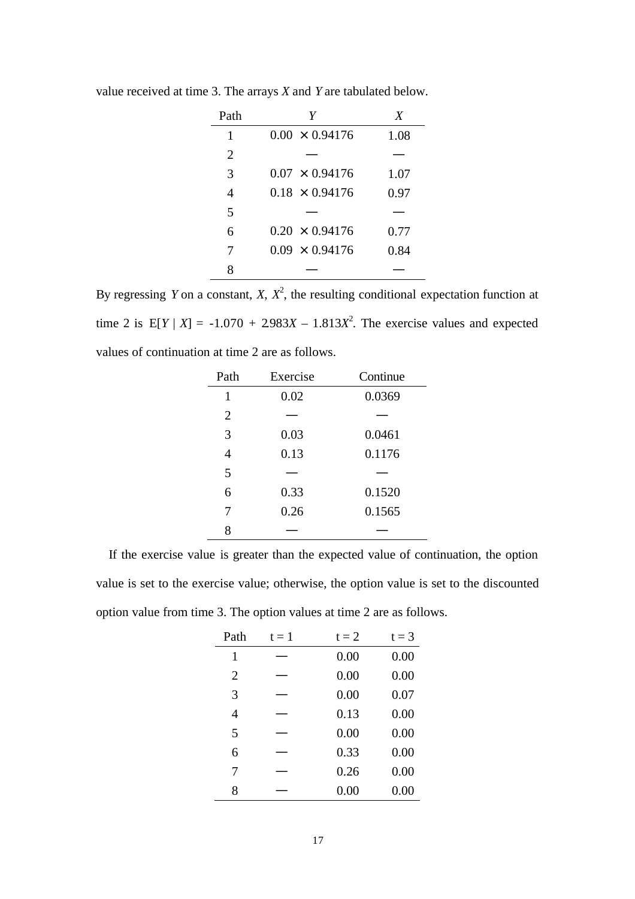value received at time 3. The arrays $X$ and $Y$ are tabulated below.

| Path | $Y$ | $X$ |
|---|---|---|
| 1 | $0.00 \times 0.94176$ | 1.08 |
| 2 | — | — |
| 3 | $0.07 \times 0.94176$ | 1.07 |
| 4 | $0.18 \times 0.94176$ | 0.97 |
| 5 | — | — |
| 6 | $0.20 \times 0.94176$ | 0.77 |
| 7 | $0.09 \times 0.94176$ | 0.84 |
| 8 | — | — |

By regressing $Y$ on a constant, $X$, $X^2$, the resulting conditional expectation function at time 2 is $E[Y \mid X] = -1.070 + 2.983X - 1.813X^2$. The exercise values and expected values of continuation at time 2 are as follows.

| Path | Exercise | Continue |
|---|---|---|
| 1 | 0.02 | 0.0369 |
| 2 | — | — |
| 3 | 0.03 | 0.0461 |
| 4 | 0.13 | 0.1176 |
| 5 | — | — |
| 6 | 0.33 | 0.1520 |
| 7 | 0.26 | 0.1565 |
| 8 | — | — |

If the exercise value is greater than the expected value of continuation, the option value is set to the exercise value; otherwise, the option value is set to the discounted option value from time 3. The option values at time 2 are as follows.

| Path | t = 1 | t = 2 | t = 3 |
|---|---|---|---|
| 1 | — | 0.00 | 0.00 |
| 2 | — | 0.00 | 0.00 |
| 3 | — | 0.00 | 0.07 |
| 4 | — | 0.13 | 0.00 |
| 5 | — | 0.00 | 0.00 |
| 6 | — | 0.33 | 0.00 |
| 7 | — | 0.26 | 0.00 |
| 8 | — | 0.00 | 0.00 |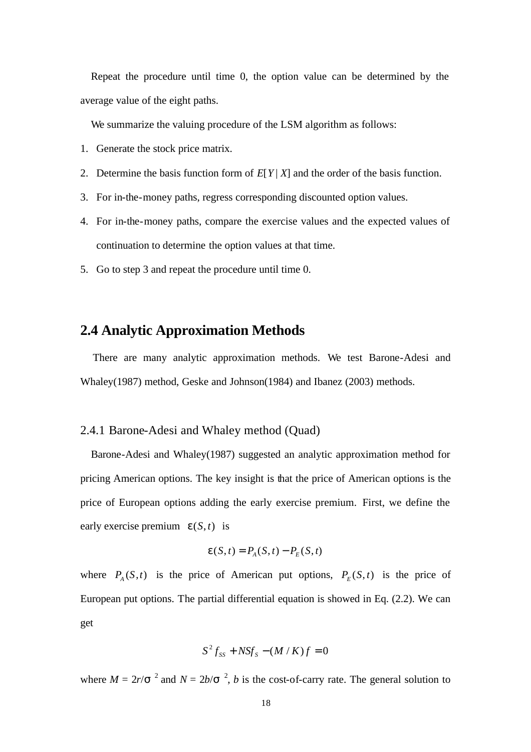Repeat the procedure until time 0, the option value can be determined by the average value of the eight paths.

We summarize the valuing procedure of the LSM algorithm as follows:

1. Generate the stock price matrix.
2. Determine the basis function form of $E[Y \mid X]$ and the order of the basis function.
3. For in-the-money paths, regress corresponding discounted option values.
4. For in-the-money paths, compare the exercise values and the expected values of continuation to determine the option values at that time.
5. Go to step 3 and repeat the procedure until time 0.

## 2.4 Analytic Approximation Methods

There are many analytic approximation methods. We test Barone-Adesi and Whaley(1987) method, Geske and Johnson(1984) and Ibanez (2003) methods.

### 2.4.1 Barone-Adesi and Whaley method (Quad)

Barone-Adesi and Whaley(1987) suggested an analytic approximation method for pricing American options. The key insight is that the price of American options is the price of European options adding the early exercise premium. First, we define the early exercise premium $\varepsilon(S,t)$ is

$$\varepsilon(S,t) = P_A(S,t) - P_E(S,t)$$

where $P_A(S,t)$ is the price of American put options, $P_E(S,t)$ is the price of European put options. The partial differential equation is showed in Eq. (2.2). We can get

$$S^2 f_{SS} + NSf_S - (M/K)f = 0$$

where $M = 2r/\sigma^2$ and $N = 2b/\sigma^2$, $b$ is the cost-of-carry rate. The general solution to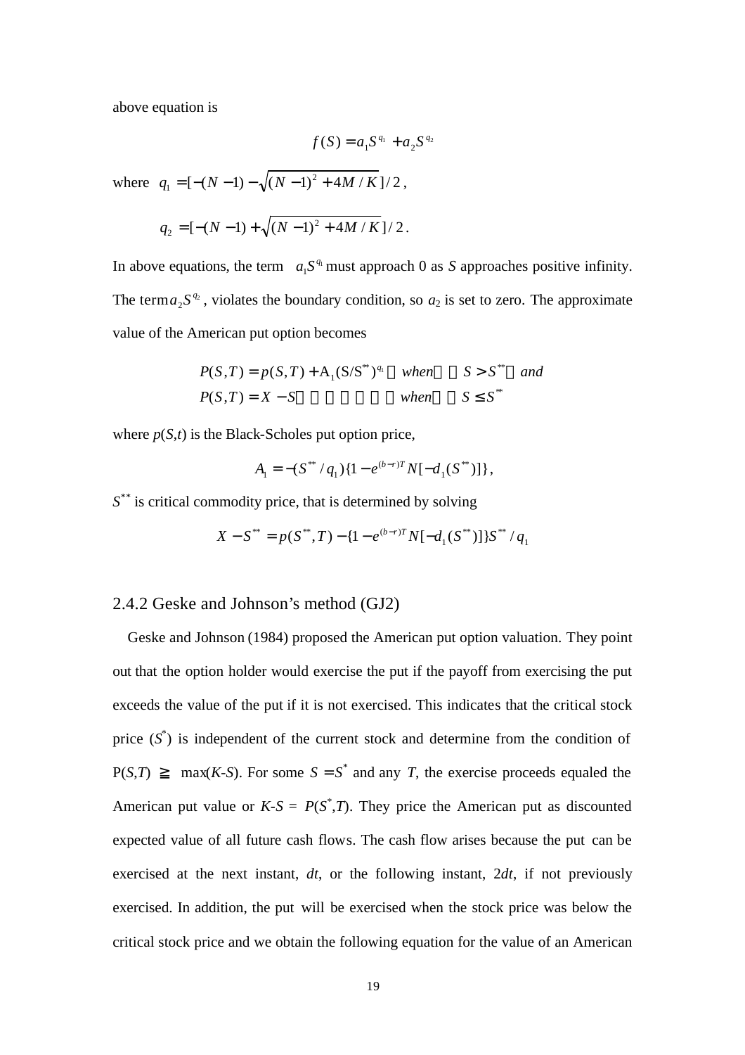above equation is

$$f(S) = a_1 S^{q_1} + a_2 S^{q_2}$$

where $q_1 = [-(N-1) - \sqrt{(N-1)^2 + 4M/K}\,]/2$,

$$q_2 = [-(N-1) + \sqrt{(N-1)^2 + 4M/K}\,]/2.$$

In above equations, the term $a_1 S^{q_1}$ must approach 0 as $S$ approaches positive infinity. The term $a_2 S^{q_2}$, violates the boundary condition, so $a_2$ is set to zero. The approximate value of the American put option becomes

$$P(S,T) = p(S,T) + \mathrm{A}_1 (\mathrm{S}/\mathrm{S}^{**})^{q_1} \quad when \quad S > S^{**} \quad and$$
$$P(S,T) = X - S \quad when \quad S \leq S^{**}$$

where $p(S,t)$ is the Black-Scholes put option price,

$$A_1 = -(S^{**}/q_1)\{1 - e^{(b-r)T} N[-d_1(S^{**})]\},$$

$S^{**}$ is critical commodity price, that is determined by solving

$$X - S^{**} = p(S^{**}, T) - \{1 - e^{(b-r)T} N[-d_1(S^{**})]\} S^{**}/q_1$$

### 2.4.2 Geske and Johnson's method (GJ2)

Geske and Johnson (1984) proposed the American put option valuation. They point out that the option holder would exercise the put if the payoff from exercising the put exceeds the value of the put if it is not exercised. This indicates that the critical stock price ($S^*$) is independent of the current stock and determine from the condition of $\mathrm{P}(S,T) \geqq \max(K\text{-}S)$. For some $S = S^*$ and any $T$, the exercise proceeds equaled the American put value or $K\text{-}S = P(S^*,T)$. They price the American put as discounted expected value of all future cash flows. The cash flow arises because the put can be exercised at the next instant, $dt$, or the following instant, $2dt$, if not previously exercised. In addition, the put will be exercised when the stock price was below the critical stock price and we obtain the following equation for the value of an American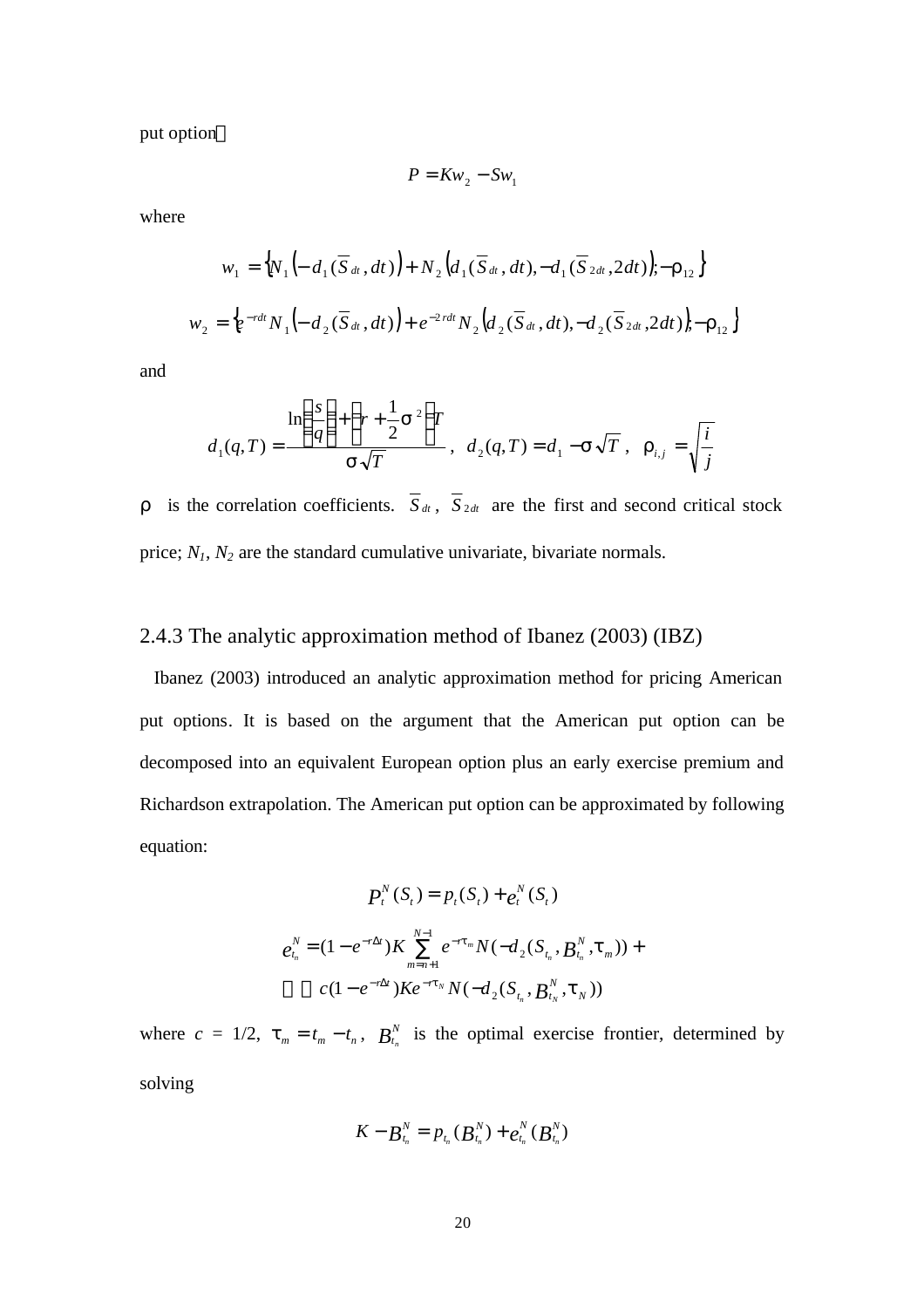put option：

$$P = Kw_2 - Sw_1$$

where

$$w_1 = \left\{ N_1\left(-d_1(\overline{S}_{dt}, dt)\right) + N_2\left(d_1(\overline{S}_{dt}, dt), -d_1(\overline{S}_{2dt}, 2dt)\right); -\rho_{12} \right\}$$

$$w_2 = \left\{ e^{-rdt} N_1\left(-d_2(\overline{S}_{dt}, dt)\right) + e^{-2rdt} N_2\left(d_2(\overline{S}_{dt}, dt), -d_2(\overline{S}_{2dt}, 2dt)\right); -\rho_{12} \right\}$$

and

$$d_1(q,T) = \frac{\ln\left(\frac{s}{q}\right) + \left(r + \frac{1}{2}\sigma^2\right)T}{\sigma\sqrt{T}}, \quad d_2(q,T) = d_1 - \sigma\sqrt{T}, \quad \rho_{i,j} = \sqrt{\frac{i}{j}}$$

$\rho$ is the correlation coefficients. $\overline{S}_{dt}$, $\overline{S}_{2dt}$ are the first and second critical stock price; $N_1$, $N_2$ are the standard cumulative univariate, bivariate normals.

### 2.4.3 The analytic approximation method of Ibanez (2003) (IBZ)

Ibanez (2003) introduced an analytic approximation method for pricing American put options. It is based on the argument that the American put option can be decomposed into an equivalent European option plus an early exercise premium and Richardson extrapolation. The American put option can be approximated by following equation:

$$P_t^N(S_t) = p_t(S_t) + e_t^N(S_t)$$

$$e_{t_n}^N = (1 - e^{-r\Delta t})K \sum_{m=n+1}^{N-1} e^{-r\tau_m} N(-d_2(S_{t_n}, B_{t_n}^N, \tau_m)) + c(1 - e^{-r\Delta t})Ke^{-r\tau_N} N(-d_2(S_{t_n}, B_{t_N}^N, \tau_N))$$

where $c = 1/2$, $\tau_m = t_m - t_n$, $B_{t_n}^N$ is the optimal exercise frontier, determined by solving

$$K - B_{t_n}^N = p_{t_n}(B_{t_n}^N) + e_{t_n}^N(B_{t_n}^N)$$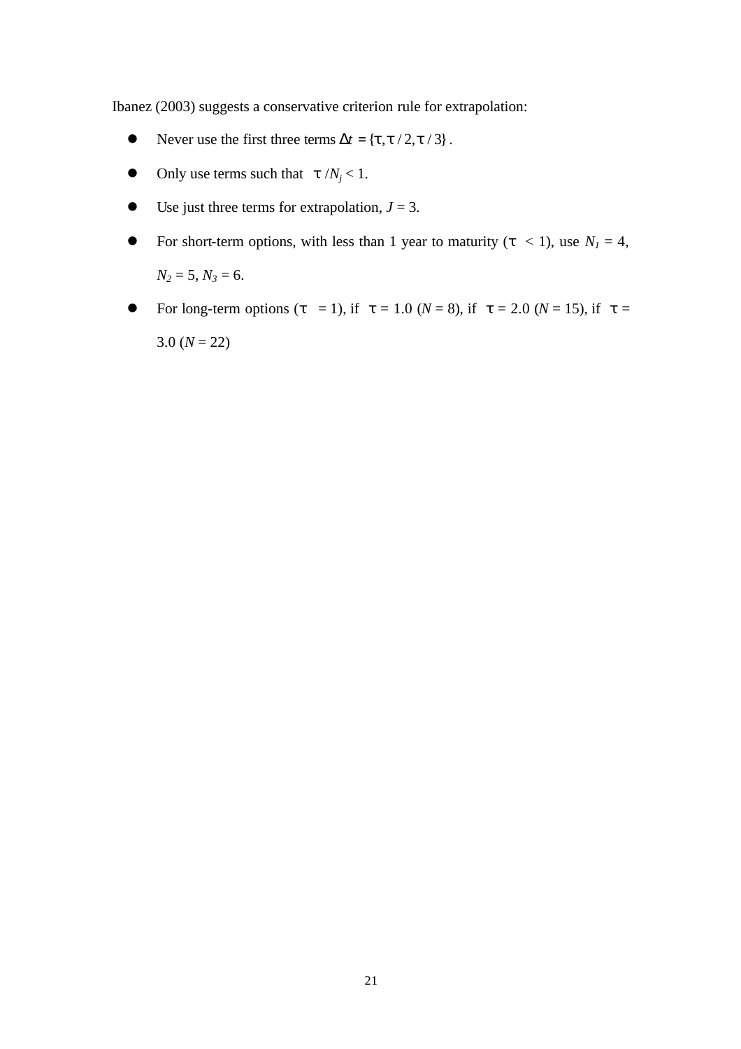Ibanez (2003) suggests a conservative criterion rule for extrapolation:

- Never use the first three terms $\Delta t = \{\tau, \tau/2, \tau/3\}$.
- Only use terms such that $\tau/N_j < 1$.
- Use just three terms for extrapolation, $J = 3$.
- For short-term options, with less than 1 year to maturity ($\tau < 1$), use $N_1 = 4$, $N_2 = 5$, $N_3 = 6$.
- For long-term options ($\tau = 1$), if $\tau = 1.0$ ($N = 8$), if $\tau = 2.0$ ($N = 15$), if $\tau = 3.0$ ($N = 22$)